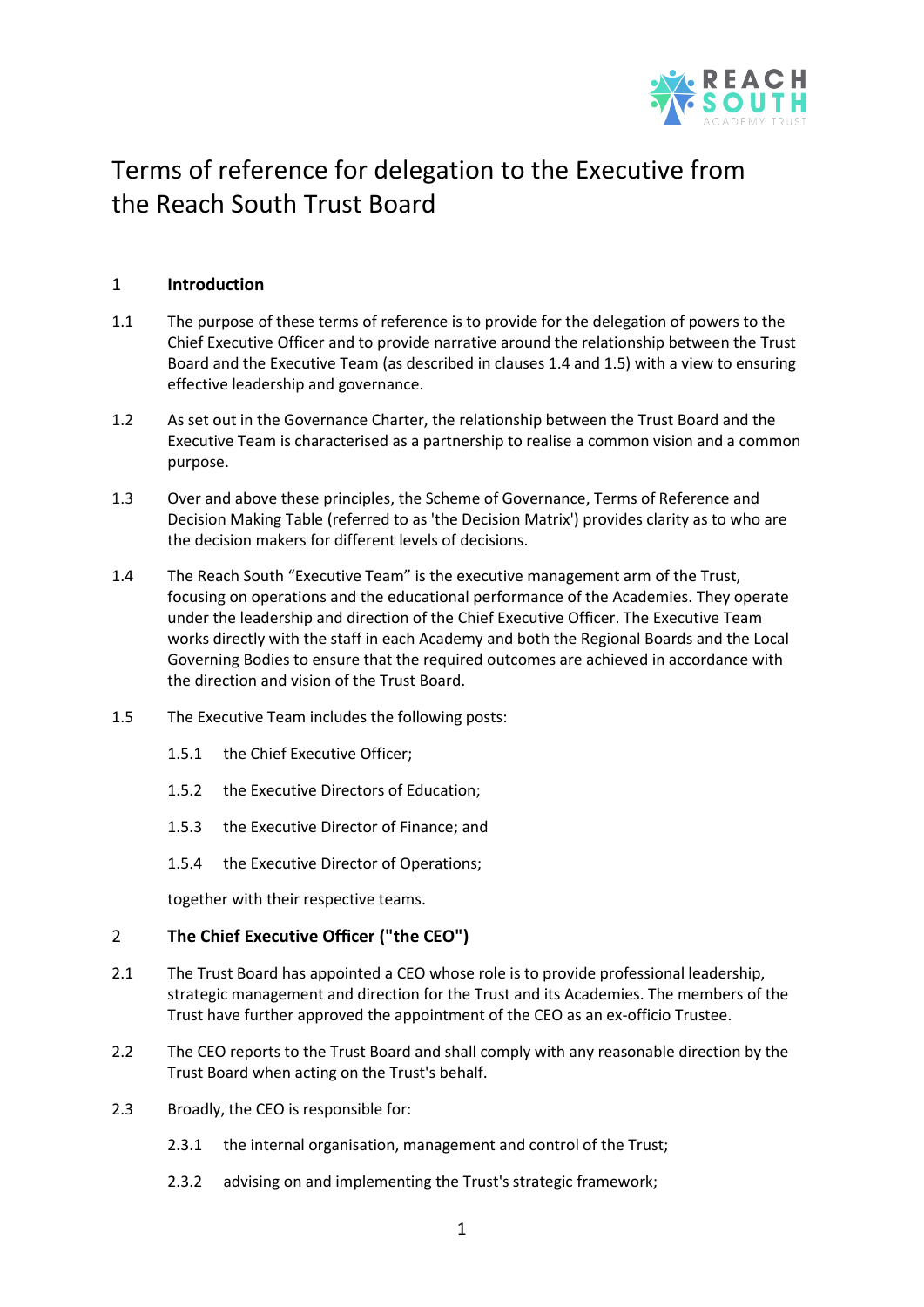# Terms of reference for delegation to the Executive from the Reach South Trust Board

## 1 Introduction

1.1 The purpose of these terms of reference is to provide for the delegation of powers to the Chief Executive Officer and to provide narrative around the relationship between the Trust Board and the Executive Team (as described in clauses 1.4 and 1.5) with a view to ensuring effective leadership and governance.

1.2 As set out in the Governance Charter, the relationship between the Trust Board and the Executive Team is characterised as a partnership to realise a common vision and a common purpose.

1.3 Over and above these principles, the Scheme of Governance, Terms of Reference and Decision Making Table (referred to as 'the Decision Matrix') provides clarity as to who are the decision makers for different levels of decisions.

1.4 The Reach South “Executive Team” is the executive management arm of the Trust, focusing on operations and the educational performance of the Academies. They operate under the leadership and direction of the Chief Executive Officer. The Executive Team works directly with the staff in each Academy and both the Regional Boards and the Local Governing Bodies to ensure that the required outcomes are achieved in accordance with the direction and vision of the Trust Board.

1.5 The Executive Team includes the following posts:

1.5.1 the Chief Executive Officer;

1.5.2 the Executive Directors of Education;

1.5.3 the Executive Director of Finance; and

1.5.4 the Executive Director of Operations;

together with their respective teams.

## 2 The Chief Executive Officer ("the CEO")

2.1 The Trust Board has appointed a CEO whose role is to provide professional leadership, strategic management and direction for the Trust and its Academies. The members of the Trust have further approved the appointment of the CEO as an ex-officio Trustee.

2.2 The CEO reports to the Trust Board and shall comply with any reasonable direction by the Trust Board when acting on the Trust's behalf.

2.3 Broadly, the CEO is responsible for:

2.3.1 the internal organisation, management and control of the Trust;

2.3.2 advising on and implementing the Trust's strategic framework;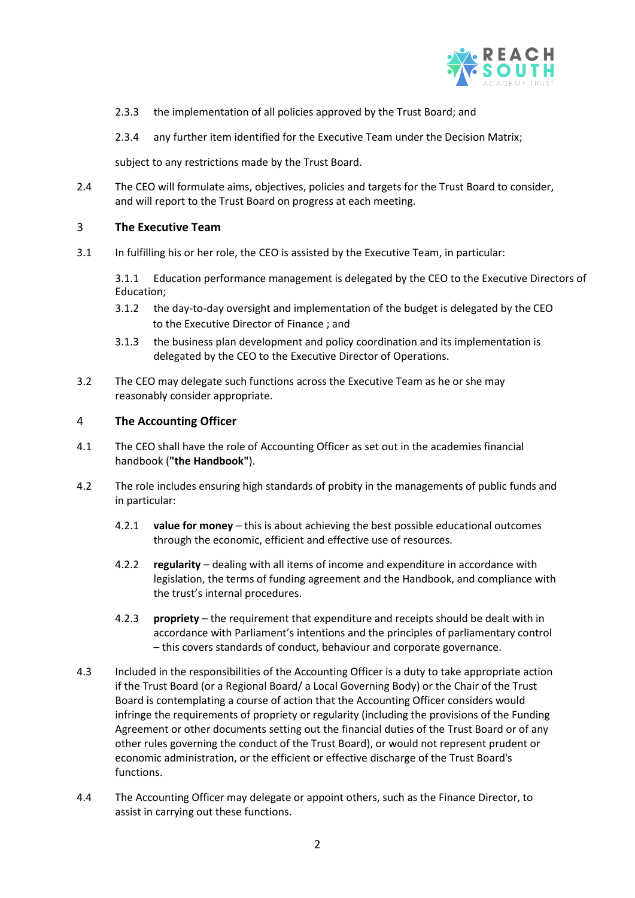2.3.3 the implementation of all policies approved by the Trust Board; and

2.3.4 any further item identified for the Executive Team under the Decision Matrix;

subject to any restrictions made by the Trust Board.

2.4 The CEO will formulate aims, objectives, policies and targets for the Trust Board to consider, and will report to the Trust Board on progress at each meeting.

## 3 The Executive Team

3.1 In fulfilling his or her role, the CEO is assisted by the Executive Team, in particular:

3.1.1 Education performance management is delegated by the CEO to the Executive Directors of Education;

3.1.2 the day-to-day oversight and implementation of the budget is delegated by the CEO to the Executive Director of Finance ; and

3.1.3 the business plan development and policy coordination and its implementation is delegated by the CEO to the Executive Director of Operations.

3.2 The CEO may delegate such functions across the Executive Team as he or she may reasonably consider appropriate.

## 4 The Accounting Officer

4.1 The CEO shall have the role of Accounting Officer as set out in the academies financial handbook (**"the Handbook"**).

4.2 The role includes ensuring high standards of probity in the managements of public funds and in particular:

4.2.1 **value for money** – this is about achieving the best possible educational outcomes through the economic, efficient and effective use of resources.

4.2.2 **regularity** – dealing with all items of income and expenditure in accordance with legislation, the terms of funding agreement and the Handbook, and compliance with the trust's internal procedures.

4.2.3 **propriety** – the requirement that expenditure and receipts should be dealt with in accordance with Parliament's intentions and the principles of parliamentary control – this covers standards of conduct, behaviour and corporate governance.

4.3 Included in the responsibilities of the Accounting Officer is a duty to take appropriate action if the Trust Board (or a Regional Board/ a Local Governing Body) or the Chair of the Trust Board is contemplating a course of action that the Accounting Officer considers would infringe the requirements of propriety or regularity (including the provisions of the Funding Agreement or other documents setting out the financial duties of the Trust Board or of any other rules governing the conduct of the Trust Board), or would not represent prudent or economic administration, or the efficient or effective discharge of the Trust Board's functions.

4.4 The Accounting Officer may delegate or appoint others, such as the Finance Director, to assist in carrying out these functions.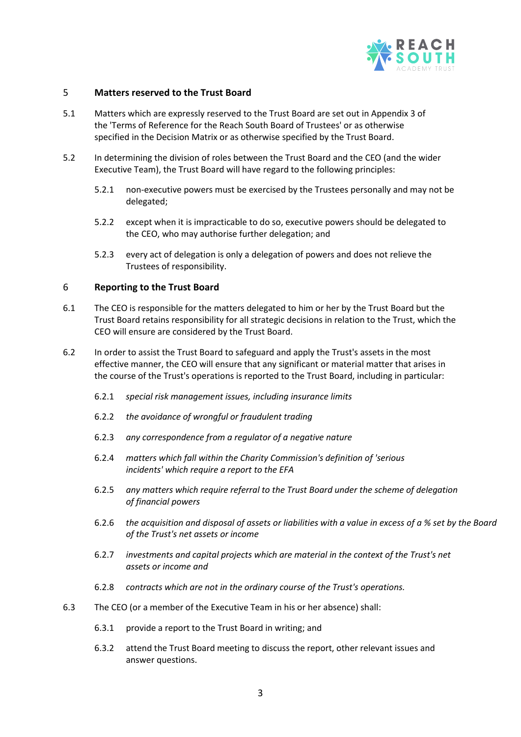## 5 Matters reserved to the Trust Board

5.1 Matters which are expressly reserved to the Trust Board are set out in Appendix 3 of the 'Terms of Reference for the Reach South Board of Trustees' or as otherwise specified in the Decision Matrix or as otherwise specified by the Trust Board.

5.2 In determining the division of roles between the Trust Board and the CEO (and the wider Executive Team), the Trust Board will have regard to the following principles:

5.2.1 non-executive powers must be exercised by the Trustees personally and may not be delegated;

5.2.2 except when it is impracticable to do so, executive powers should be delegated to the CEO, who may authorise further delegation; and

5.2.3 every act of delegation is only a delegation of powers and does not relieve the Trustees of responsibility.

## 6 Reporting to the Trust Board

6.1 The CEO is responsible for the matters delegated to him or her by the Trust Board but the Trust Board retains responsibility for all strategic decisions in relation to the Trust, which the CEO will ensure are considered by the Trust Board.

6.2 In order to assist the Trust Board to safeguard and apply the Trust's assets in the most effective manner, the CEO will ensure that any significant or material matter that arises in the course of the Trust's operations is reported to the Trust Board, including in particular:

6.2.1 *special risk management issues, including insurance limits*

6.2.2 *the avoidance of wrongful or fraudulent trading*

6.2.3 *any correspondence from a regulator of a negative nature*

6.2.4 *matters which fall within the Charity Commission's definition of 'serious incidents' which require a report to the EFA*

6.2.5 *any matters which require referral to the Trust Board under the scheme of delegation of financial powers*

6.2.6 *the acquisition and disposal of assets or liabilities with a value in excess of a % set by the Board of the Trust's net assets or income*

6.2.7 *investments and capital projects which are material in the context of the Trust's net assets or income and*

6.2.8 *contracts which are not in the ordinary course of the Trust's operations.*

6.3 The CEO (or a member of the Executive Team in his or her absence) shall:

6.3.1 provide a report to the Trust Board in writing; and

6.3.2 attend the Trust Board meeting to discuss the report, other relevant issues and answer questions.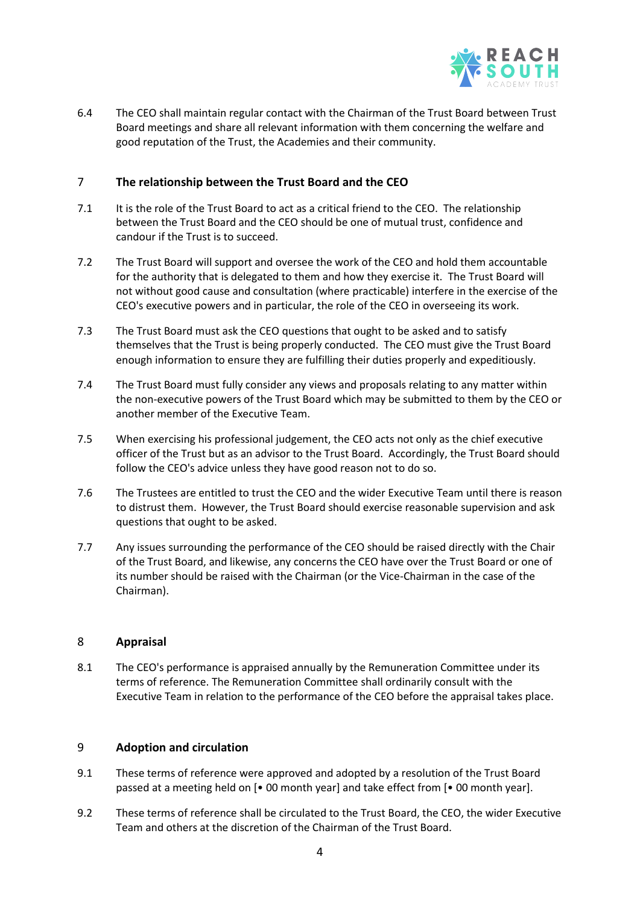6.4 The CEO shall maintain regular contact with the Chairman of the Trust Board between Trust Board meetings and share all relevant information with them concerning the welfare and good reputation of the Trust, the Academies and their community.

## 7 The relationship between the Trust Board and the CEO

7.1 It is the role of the Trust Board to act as a critical friend to the CEO. The relationship between the Trust Board and the CEO should be one of mutual trust, confidence and candour if the Trust is to succeed.

7.2 The Trust Board will support and oversee the work of the CEO and hold them accountable for the authority that is delegated to them and how they exercise it. The Trust Board will not without good cause and consultation (where practicable) interfere in the exercise of the CEO's executive powers and in particular, the role of the CEO in overseeing its work.

7.3 The Trust Board must ask the CEO questions that ought to be asked and to satisfy themselves that the Trust is being properly conducted. The CEO must give the Trust Board enough information to ensure they are fulfilling their duties properly and expeditiously.

7.4 The Trust Board must fully consider any views and proposals relating to any matter within the non-executive powers of the Trust Board which may be submitted to them by the CEO or another member of the Executive Team.

7.5 When exercising his professional judgement, the CEO acts not only as the chief executive officer of the Trust but as an advisor to the Trust Board. Accordingly, the Trust Board should follow the CEO's advice unless they have good reason not to do so.

7.6 The Trustees are entitled to trust the CEO and the wider Executive Team until there is reason to distrust them. However, the Trust Board should exercise reasonable supervision and ask questions that ought to be asked.

7.7 Any issues surrounding the performance of the CEO should be raised directly with the Chair of the Trust Board, and likewise, any concerns the CEO have over the Trust Board or one of its number should be raised with the Chairman (or the Vice-Chairman in the case of the Chairman).

## 8 Appraisal

8.1 The CEO's performance is appraised annually by the Remuneration Committee under its terms of reference. The Remuneration Committee shall ordinarily consult with the Executive Team in relation to the performance of the CEO before the appraisal takes place.

## 9 Adoption and circulation

9.1 These terms of reference were approved and adopted by a resolution of the Trust Board passed at a meeting held on [• 00 month year] and take effect from [• 00 month year].

9.2 These terms of reference shall be circulated to the Trust Board, the CEO, the wider Executive Team and others at the discretion of the Chairman of the Trust Board.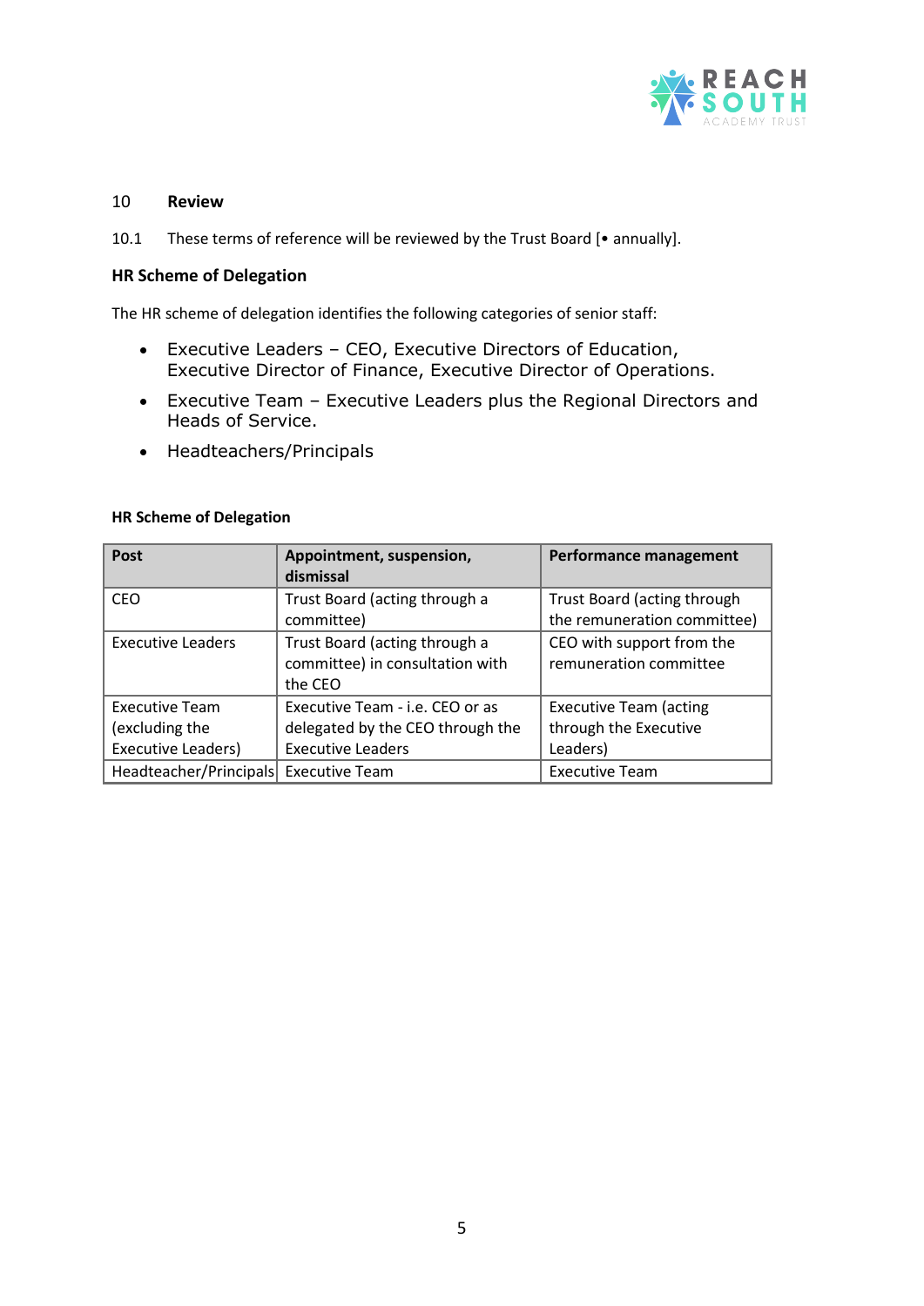## 10 Review

10.1 These terms of reference will be reviewed by the Trust Board [• annually].

### HR Scheme of Delegation

The HR scheme of delegation identifies the following categories of senior staff:

- Executive Leaders – CEO, Executive Directors of Education, Executive Director of Finance, Executive Director of Operations.
- Executive Team – Executive Leaders plus the Regional Directors and Heads of Service.
- Headteachers/Principals

**HR Scheme of Delegation**

| Post | Appointment, suspension, dismissal | Performance management |
|---|---|---|
| CEO | Trust Board (acting through a committee) | Trust Board (acting through the remuneration committee) |
| Executive Leaders | Trust Board (acting through a committee) in consultation with the CEO | CEO with support from the remuneration committee |
| Executive Team (excluding the Executive Leaders) | Executive Team - i.e. CEO or as delegated by the CEO through the Executive Leaders | Executive Team (acting through the Executive Leaders) |
| Headteacher/Principals | Executive Team | Executive Team |